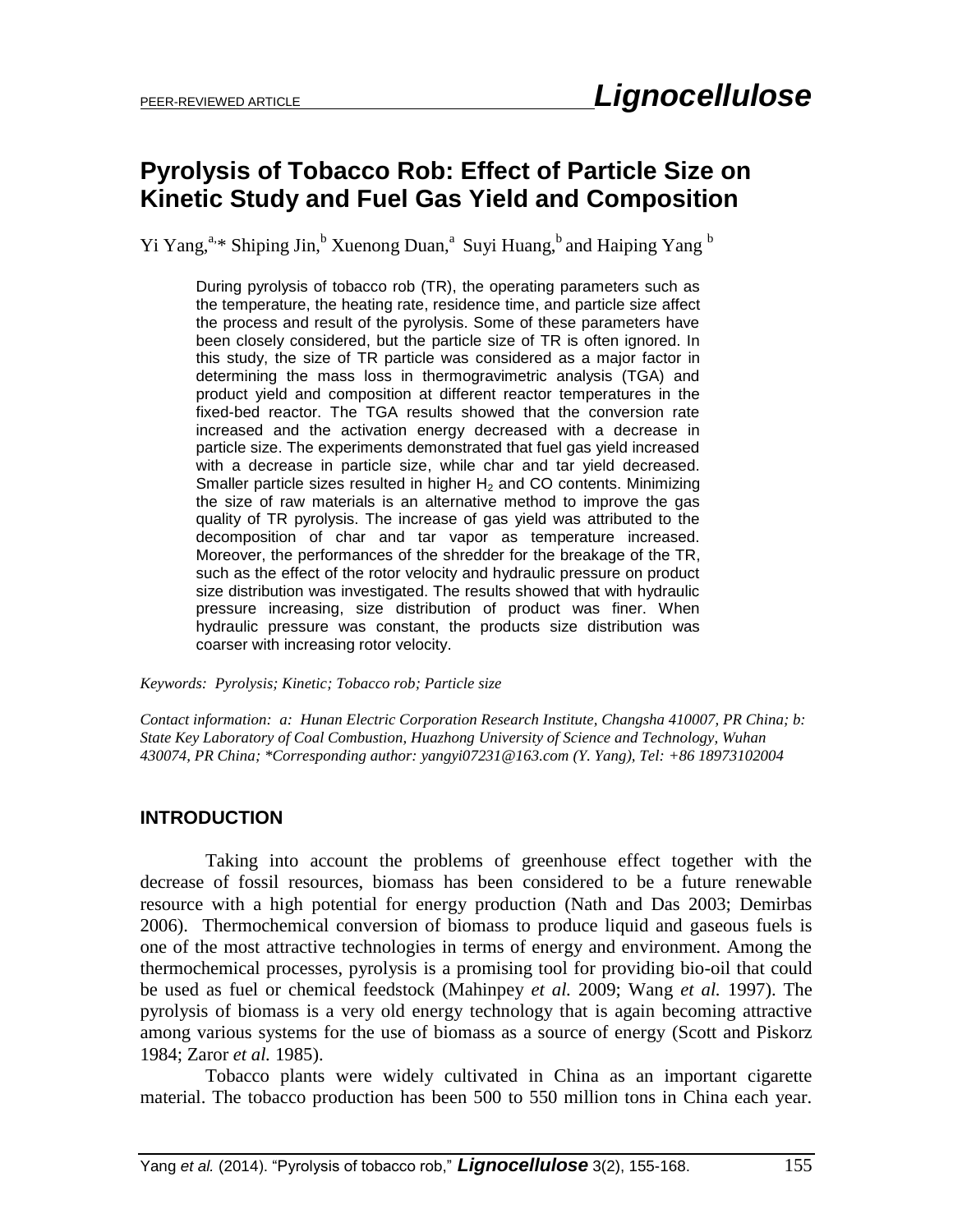# Pyrolysis of Tobacco Rob: Effect of Particle Size on Kinetic Study and Fuel Gas Yield and Composition

Yi Yang,[a,*] Shiping Jin,[b] Xuenong Duan,[a] Suyi Huang,[b] and Haiping Yang [b]

During pyrolysis of tobacco rob (TR), the operating parameters such as the temperature, the heating rate, residence time, and particle size affect the process and result of the pyrolysis. Some of these parameters have been closely considered, but the particle size of TR is often ignored. In this study, the size of TR particle was considered as a major factor in determining the mass loss in thermogravimetric analysis (TGA) and product yield and composition at different reactor temperatures in the fixed-bed reactor. The TGA results showed that the conversion rate increased and the activation energy decreased with a decrease in particle size. The experiments demonstrated that fuel gas yield increased with a decrease in particle size, while char and tar yield decreased. Smaller particle sizes resulted in higher $H_2$ and CO contents. Minimizing the size of raw materials is an alternative method to improve the gas quality of TR pyrolysis. The increase of gas yield was attributed to the decomposition of char and tar vapor as temperature increased. Moreover, the performances of the shredder for the breakage of the TR, such as the effect of the rotor velocity and hydraulic pressure on product size distribution was investigated. The results showed that with hydraulic pressure increasing, size distribution of product was finer. When hydraulic pressure was constant, the products size distribution was coarser with increasing rotor velocity.

*Keywords: Pyrolysis; Kinetic; Tobacco rob; Particle size*

*Contact information: a: Hunan Electric Corporation Research Institute, Changsha 410007, PR China; b: State Key Laboratory of Coal Combustion, Huazhong University of Science and Technology, Wuhan 430074, PR China; \*Corresponding author: yangyi07231@163.com (Y. Yang), Tel: +86 18973102004*

## INTRODUCTION

Taking into account the problems of greenhouse effect together with the decrease of fossil resources, biomass has been considered to be a future renewable resource with a high potential for energy production (Nath and Das 2003; Demirbas 2006). Thermochemical conversion of biomass to produce liquid and gaseous fuels is one of the most attractive technologies in terms of energy and environment. Among the thermochemical processes, pyrolysis is a promising tool for providing bio-oil that could be used as fuel or chemical feedstock (Mahinpey *et al.* 2009; Wang *et al.* 1997). The pyrolysis of biomass is a very old energy technology that is again becoming attractive among various systems for the use of biomass as a source of energy (Scott and Piskorz 1984; Zaror *et al.* 1985).

Tobacco plants were widely cultivated in China as an important cigarette material. The tobacco production has been 500 to 550 million tons in China each year.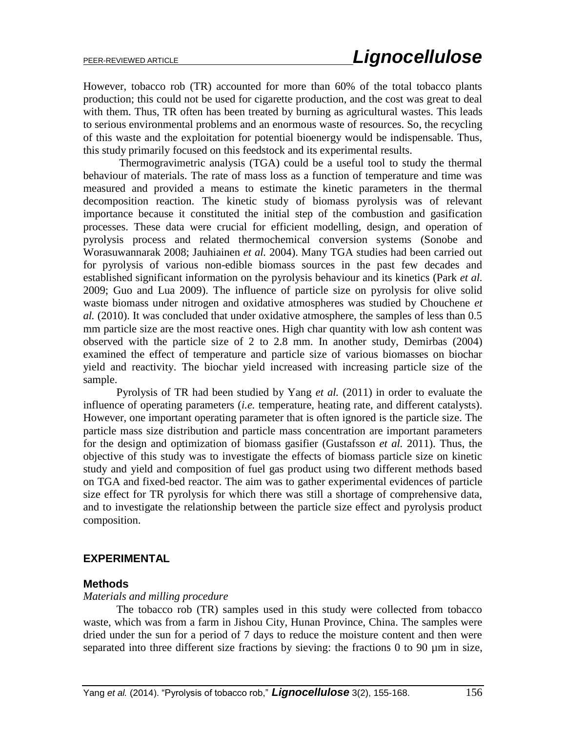However, tobacco rob (TR) accounted for more than 60% of the total tobacco plants production; this could not be used for cigarette production, and the cost was great to deal with them. Thus, TR often has been treated by burning as agricultural wastes. This leads to serious environmental problems and an enormous waste of resources. So, the recycling of this waste and the exploitation for potential bioenergy would be indispensable. Thus, this study primarily focused on this feedstock and its experimental results.

Thermogravimetric analysis (TGA) could be a useful tool to study the thermal behaviour of materials. The rate of mass loss as a function of temperature and time was measured and provided a means to estimate the kinetic parameters in the thermal decomposition reaction. The kinetic study of biomass pyrolysis was of relevant importance because it constituted the initial step of the combustion and gasification processes. These data were crucial for efficient modelling, design, and operation of pyrolysis process and related thermochemical conversion systems (Sonobe and Worasuwannarak 2008; Jauhiainen *et al.* 2004). Many TGA studies had been carried out for pyrolysis of various non-edible biomass sources in the past few decades and established significant information on the pyrolysis behaviour and its kinetics (Park *et al.* 2009; Guo and Lua 2009). The influence of particle size on pyrolysis for olive solid waste biomass under nitrogen and oxidative atmospheres was studied by Chouchene *et al.* (2010). It was concluded that under oxidative atmosphere, the samples of less than 0.5 mm particle size are the most reactive ones. High char quantity with low ash content was observed with the particle size of 2 to 2.8 mm. In another study, Demirbas (2004) examined the effect of temperature and particle size of various biomasses on biochar yield and reactivity. The biochar yield increased with increasing particle size of the sample.

Pyrolysis of TR had been studied by Yang *et al.* (2011) in order to evaluate the influence of operating parameters (*i.e.* temperature, heating rate, and different catalysts). However, one important operating parameter that is often ignored is the particle size. The particle mass size distribution and particle mass concentration are important parameters for the design and optimization of biomass gasifier (Gustafsson *et al.* 2011). Thus, the objective of this study was to investigate the effects of biomass particle size on kinetic study and yield and composition of fuel gas product using two different methods based on TGA and fixed-bed reactor. The aim was to gather experimental evidences of particle size effect for TR pyrolysis for which there was still a shortage of comprehensive data, and to investigate the relationship between the particle size effect and pyrolysis product composition.

## EXPERIMENTAL

### Methods

*Materials and milling procedure*

The tobacco rob (TR) samples used in this study were collected from tobacco waste, which was from a farm in Jishou City, Hunan Province, China. The samples were dried under the sun for a period of 7 days to reduce the moisture content and then were separated into three different size fractions by sieving: the fractions 0 to 90 μm in size,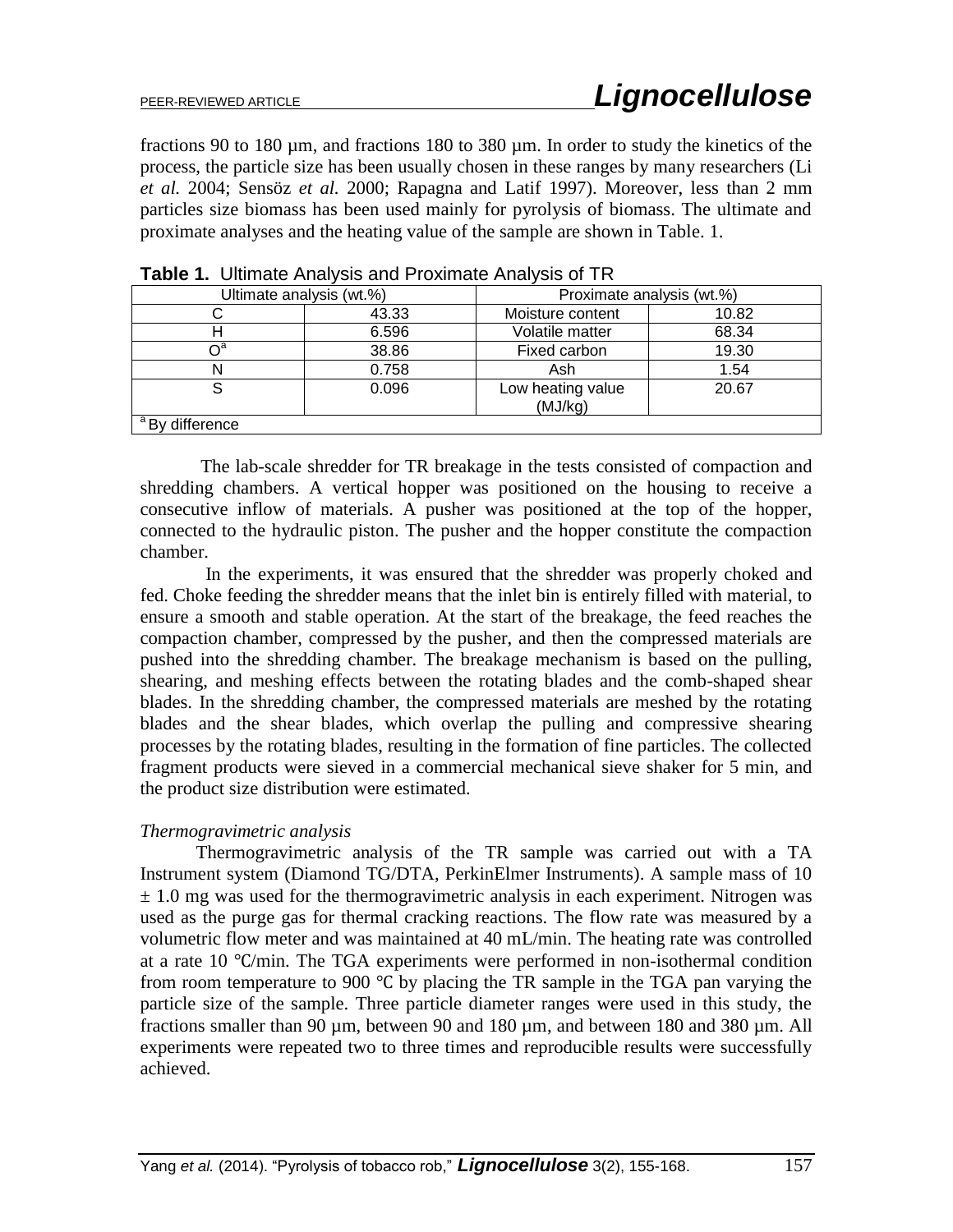fractions 90 to 180 µm, and fractions 180 to 380 µm. In order to study the kinetics of the process, the particle size has been usually chosen in these ranges by many researchers (Li *et al.* 2004; Sensöz *et al.* 2000; Rapagna and Latif 1997). Moreover, less than 2 mm particles size biomass has been used mainly for pyrolysis of biomass. The ultimate and proximate analyses and the heating value of the sample are shown in Table. 1.

**Table 1.** Ultimate Analysis and Proximate Analysis of TR

| Ultimate analysis (wt.%) | | Proximate analysis (wt.%) | |
|---|---|---|---|
| C | 43.33 | Moisture content | 10.82 |
| H | 6.596 | Volatile matter | 68.34 |
| O[a] | 38.86 | Fixed carbon | 19.30 |
| N | 0.758 | Ash | 1.54 |
| S | 0.096 | Low heating value (MJ/kg) | 20.67 |

[a] By difference

The lab-scale shredder for TR breakage in the tests consisted of compaction and shredding chambers. A vertical hopper was positioned on the housing to receive a consecutive inflow of materials. A pusher was positioned at the top of the hopper, connected to the hydraulic piston. The pusher and the hopper constitute the compaction chamber.

In the experiments, it was ensured that the shredder was properly choked and fed. Choke feeding the shredder means that the inlet bin is entirely filled with material, to ensure a smooth and stable operation. At the start of the breakage, the feed reaches the compaction chamber, compressed by the pusher, and then the compressed materials are pushed into the shredding chamber. The breakage mechanism is based on the pulling, shearing, and meshing effects between the rotating blades and the comb-shaped shear blades. In the shredding chamber, the compressed materials are meshed by the rotating blades and the shear blades, which overlap the pulling and compressive shearing processes by the rotating blades, resulting in the formation of fine particles. The collected fragment products were sieved in a commercial mechanical sieve shaker for 5 min, and the product size distribution were estimated.

*Thermogravimetric analysis*

Thermogravimetric analysis of the TR sample was carried out with a TA Instrument system (Diamond TG/DTA, PerkinElmer Instruments). A sample mass of 10 ± 1.0 mg was used for the thermogravimetric analysis in each experiment. Nitrogen was used as the purge gas for thermal cracking reactions. The flow rate was measured by a volumetric flow meter and was maintained at 40 mL/min. The heating rate was controlled at a rate 10 ℃/min. The TGA experiments were performed in non-isothermal condition from room temperature to 900 ℃ by placing the TR sample in the TGA pan varying the particle size of the sample. Three particle diameter ranges were used in this study, the fractions smaller than 90 µm, between 90 and 180 µm, and between 180 and 380 µm. All experiments were repeated two to three times and reproducible results were successfully achieved.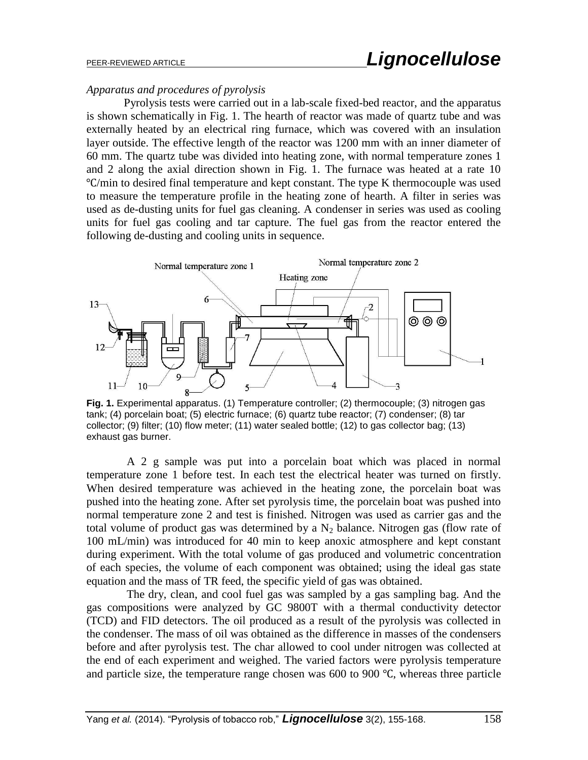*Apparatus and procedures of pyrolysis*

Pyrolysis tests were carried out in a lab-scale fixed-bed reactor, and the apparatus is shown schematically in Fig. 1. The hearth of reactor was made of quartz tube and was externally heated by an electrical ring furnace, which was covered with an insulation layer outside. The effective length of the reactor was 1200 mm with an inner diameter of 60 mm. The quartz tube was divided into heating zone, with normal temperature zones 1 and 2 along the axial direction shown in Fig. 1. The furnace was heated at a rate 10 ℃/min to desired final temperature and kept constant. The type K thermocouple was used to measure the temperature profile in the heating zone of hearth. A filter in series was used as de-dusting units for fuel gas cleaning. A condenser in series was used as cooling units for fuel gas cooling and tar capture. The fuel gas from the reactor entered the following de-dusting and cooling units in sequence.

**Fig. 1.** Experimental apparatus. (1) Temperature controller; (2) thermocouple; (3) nitrogen gas tank; (4) porcelain boat; (5) electric furnace; (6) quartz tube reactor; (7) condenser; (8) tar collector; (9) filter; (10) flow meter; (11) water sealed bottle; (12) to gas collector bag; (13) exhaust gas burner.

A 2 g sample was put into a porcelain boat which was placed in normal temperature zone 1 before test. In each test the electrical heater was turned on firstly. When desired temperature was achieved in the heating zone, the porcelain boat was pushed into the heating zone. After set pyrolysis time, the porcelain boat was pushed into normal temperature zone 2 and test is finished. Nitrogen was used as carrier gas and the total volume of product gas was determined by a $N_2$ balance. Nitrogen gas (flow rate of 100 mL/min) was introduced for 40 min to keep anoxic atmosphere and kept constant during experiment. With the total volume of gas produced and volumetric concentration of each species, the volume of each component was obtained; using the ideal gas state equation and the mass of TR feed, the specific yield of gas was obtained.

The dry, clean, and cool fuel gas was sampled by a gas sampling bag. And the gas compositions were analyzed by GC 9800T with a thermal conductivity detector (TCD) and FID detectors. The oil produced as a result of the pyrolysis was collected in the condenser. The mass of oil was obtained as the difference in masses of the condensers before and after pyrolysis test. The char allowed to cool under nitrogen was collected at the end of each experiment and weighed. The varied factors were pyrolysis temperature and particle size, the temperature range chosen was 600 to 900 ℃, whereas three particle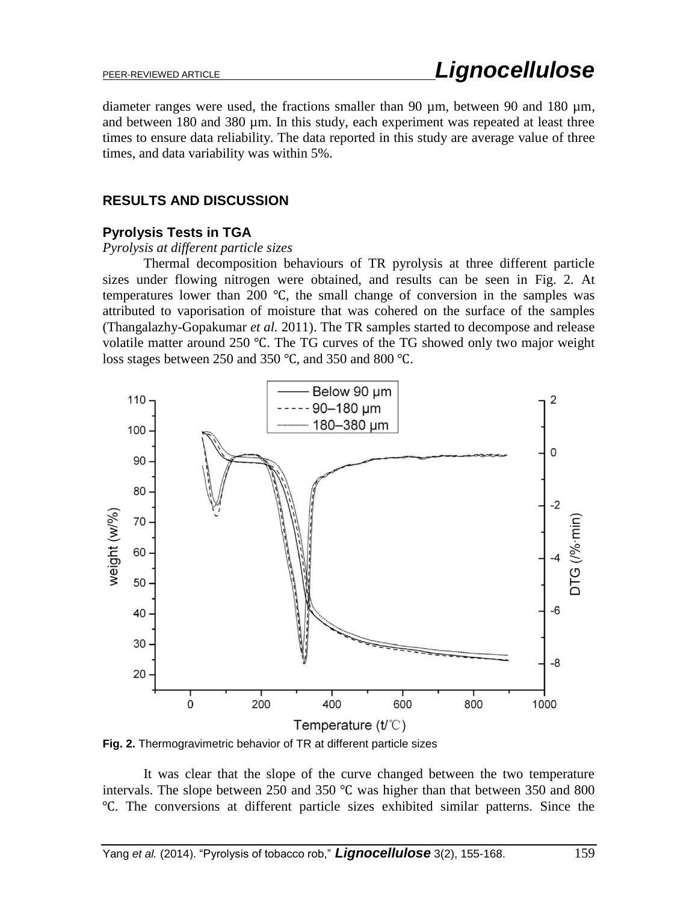diameter ranges were used, the fractions smaller than 90 μm, between 90 and 180 μm, and between 180 and 380 μm. In this study, each experiment was repeated at least three times to ensure data reliability. The data reported in this study are average value of three times, and data variability was within 5%.

## RESULTS AND DISCUSSION

### Pyrolysis Tests in TGA

*Pyrolysis at different particle sizes*

Thermal decomposition behaviours of TR pyrolysis at three different particle sizes under flowing nitrogen were obtained, and results can be seen in Fig. 2. At temperatures lower than 200 ℃, the small change of conversion in the samples was attributed to vaporisation of moisture that was cohered on the surface of the samples (Thangalazhy-Gopakumar *et al.* 2011). The TR samples started to decompose and release volatile matter around 250 ℃. The TG curves of the TG showed only two major weight loss stages between 250 and 350 ℃, and 350 and 800 ℃.

**Fig. 2.** Thermogravimetric behavior of TR at different particle sizes

It was clear that the slope of the curve changed between the two temperature intervals. The slope between 250 and 350 ℃ was higher than that between 350 and 800 ℃. The conversions at different particle sizes exhibited similar patterns. Since the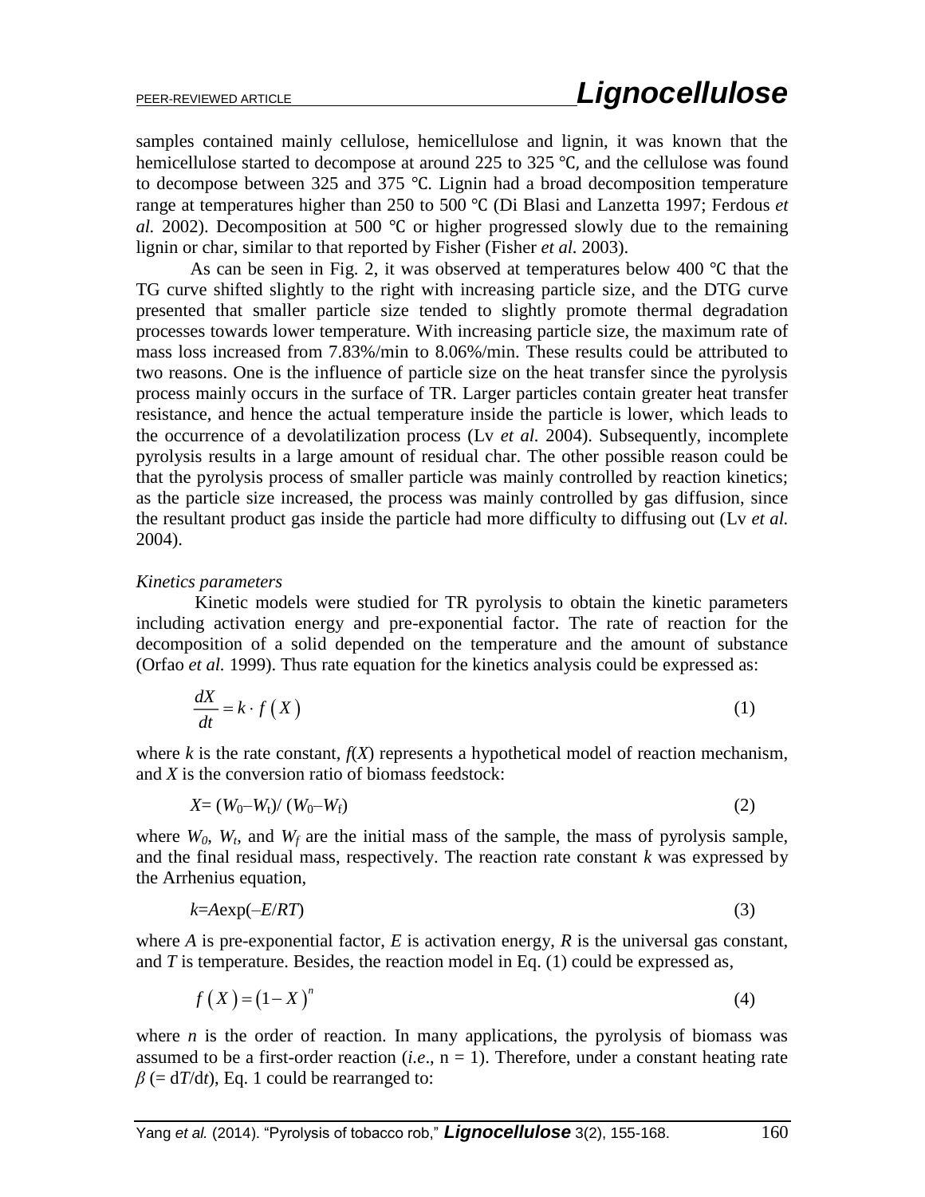samples contained mainly cellulose, hemicellulose and lignin, it was known that the hemicellulose started to decompose at around 225 to 325 ℃, and the cellulose was found to decompose between 325 and 375 ℃. Lignin had a broad decomposition temperature range at temperatures higher than 250 to 500 ℃ (Di Blasi and Lanzetta 1997; Ferdous *et al.* 2002). Decomposition at 500 ℃ or higher progressed slowly due to the remaining lignin or char, similar to that reported by Fisher (Fisher *et al.* 2003).

As can be seen in Fig. 2, it was observed at temperatures below 400 ℃ that the TG curve shifted slightly to the right with increasing particle size, and the DTG curve presented that smaller particle size tended to slightly promote thermal degradation processes towards lower temperature. With increasing particle size, the maximum rate of mass loss increased from 7.83%/min to 8.06%/min. These results could be attributed to two reasons. One is the influence of particle size on the heat transfer since the pyrolysis process mainly occurs in the surface of TR. Larger particles contain greater heat transfer resistance, and hence the actual temperature inside the particle is lower, which leads to the occurrence of a devolatilization process (Lv *et al.* 2004). Subsequently, incomplete pyrolysis results in a large amount of residual char. The other possible reason could be that the pyrolysis process of smaller particle was mainly controlled by reaction kinetics; as the particle size increased, the process was mainly controlled by gas diffusion, since the resultant product gas inside the particle had more difficulty to diffusing out (Lv *et al.* 2004).

*Kinetics parameters*

Kinetic models were studied for TR pyrolysis to obtain the kinetic parameters including activation energy and pre-exponential factor. The rate of reaction for the decomposition of a solid depended on the temperature and the amount of substance (Orfao *et al.* 1999). Thus rate equation for the kinetics analysis could be expressed as:

$$\frac{dX}{dt} = k \cdot f\left(X\right) \tag{1}$$

where $k$ is the rate constant, $f(X)$ represents a hypothetical model of reaction mechanism, and $X$ is the conversion ratio of biomass feedstock:

$$X = (W_0 - W_t)/(W_0 - W_f) \tag{2}$$

where $W_0$, $W_t$, and $W_f$ are the initial mass of the sample, the mass of pyrolysis sample, and the final residual mass, respectively. The reaction rate constant $k$ was expressed by the Arrhenius equation,

$$k = A\exp(-E/RT) \tag{3}$$

where $A$ is pre-exponential factor, $E$ is activation energy, $R$ is the universal gas constant, and $T$ is temperature. Besides, the reaction model in Eq. (1) could be expressed as,

$$f\left(X\right) = \left(1 - X\right)^n \tag{4}$$

where $n$ is the order of reaction. In many applications, the pyrolysis of biomass was assumed to be a first-order reaction (*i.e.*, $n = 1$). Therefore, under a constant heating rate $\beta$ (= $dT/dt$), Eq. 1 could be rearranged to: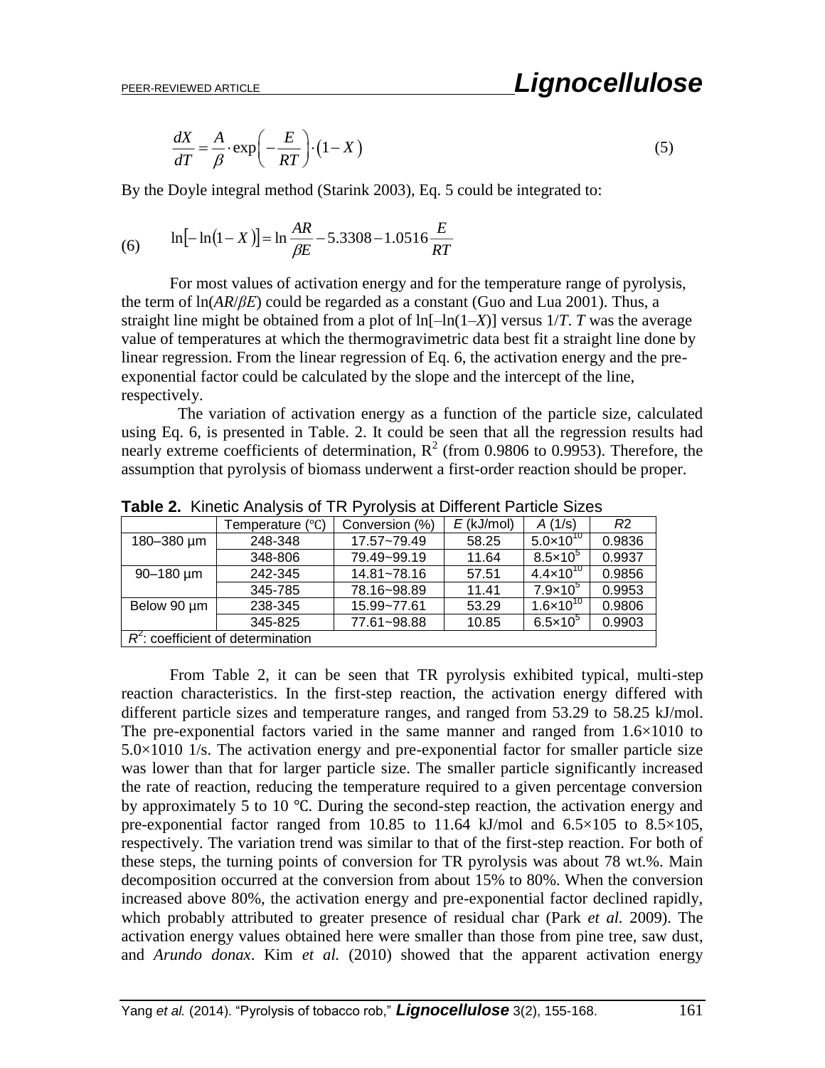$$\frac{dX}{dT} = \frac{A}{\beta} \cdot \exp\left(-\frac{E}{RT}\right) \cdot (1-X) \tag{5}$$

By the Doyle integral method (Starink 2003), Eq. 5 could be integrated to:

$$\ln[-\ln(1-X)] = \ln\frac{AR}{\beta E} - 5.3308 - 1.0516\frac{E}{RT} \tag{6}$$

For most values of activation energy and for the temperature range of pyrolysis, the term of ln(*AR*/*βE*) could be regarded as a constant (Guo and Lua 2001). Thus, a straight line might be obtained from a plot of ln[–ln(1–*X*)] versus 1/*T*. *T* was the average value of temperatures at which the thermogravimetric data best fit a straight line done by linear regression. From the linear regression of Eq. 6, the activation energy and the pre-exponential factor could be calculated by the slope and the intercept of the line, respectively.

The variation of activation energy as a function of the particle size, calculated using Eq. 6, is presented in Table. 2. It could be seen that all the regression results had nearly extreme coefficients of determination, $R^2$ (from 0.9806 to 0.9953). Therefore, the assumption that pyrolysis of biomass underwent a first-order reaction should be proper.

**Table 2.** Kinetic Analysis of TR Pyrolysis at Different Particle Sizes

| | Temperature (℃) | Conversion (%) | $E$ (kJ/mol) | $A$ (1/s) | $R2$ |
|---|---|---|---|---|---|
| 180–380 µm | 248-348 | 17.57~79.49 | 58.25 | $5.0\times10^{10}$ | 0.9836 |
| | 348-806 | 79.49~99.19 | 11.64 | $8.5\times10^{5}$ | 0.9937 |
| 90–180 µm | 242-345 | 14.81~78.16 | 57.51 | $4.4\times10^{10}$ | 0.9856 |
| | 345-785 | 78.16~98.89 | 11.41 | $7.9\times10^{5}$ | 0.9953 |
| Below 90 µm | 238-345 | 15.99~77.61 | 53.29 | $1.6\times10^{10}$ | 0.9806 |
| | 345-825 | 77.61~98.88 | 10.85 | $6.5\times10^{5}$ | 0.9903 |
| $R^2$: coefficient of determination | | | | | |

From Table 2, it can be seen that TR pyrolysis exhibited typical, multi-step reaction characteristics. In the first-step reaction, the activation energy differed with different particle sizes and temperature ranges, and ranged from 53.29 to 58.25 kJ/mol. The pre-exponential factors varied in the same manner and ranged from 1.6×1010 to 5.0×1010 1/s. The activation energy and pre-exponential factor for smaller particle size was lower than that for larger particle size. The smaller particle significantly increased the rate of reaction, reducing the temperature required to a given percentage conversion by approximately 5 to 10 ℃. During the second-step reaction, the activation energy and pre-exponential factor ranged from 10.85 to 11.64 kJ/mol and 6.5×105 to 8.5×105, respectively. The variation trend was similar to that of the first-step reaction. For both of these steps, the turning points of conversion for TR pyrolysis was about 78 wt.%. Main decomposition occurred at the conversion from about 15% to 80%. When the conversion increased above 80%, the activation energy and pre-exponential factor declined rapidly, which probably attributed to greater presence of residual char (Park *et al.* 2009). The activation energy values obtained here were smaller than those from pine tree, saw dust, and *Arundo donax*. Kim *et al.* (2010) showed that the apparent activation energy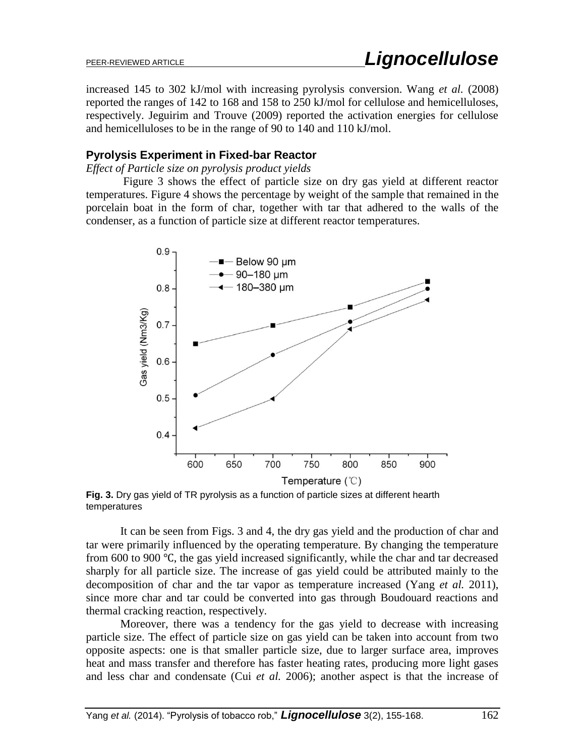increased 145 to 302 kJ/mol with increasing pyrolysis conversion. Wang *et al.* (2008) reported the ranges of 142 to 168 and 158 to 250 kJ/mol for cellulose and hemicelluloses, respectively. Jeguirim and Trouve (2009) reported the activation energies for cellulose and hemicelluloses to be in the range of 90 to 140 and 110 kJ/mol.

### Pyrolysis Experiment in Fixed-bar Reactor

*Effect of Particle size on pyrolysis product yields*

Figure 3 shows the effect of particle size on dry gas yield at different reactor temperatures. Figure 4 shows the percentage by weight of the sample that remained in the porcelain boat in the form of char, together with tar that adhered to the walls of the condenser, as a function of particle size at different reactor temperatures.

**Fig. 3.** Dry gas yield of TR pyrolysis as a function of particle sizes at different hearth temperatures

It can be seen from Figs. 3 and 4, the dry gas yield and the production of char and tar were primarily influenced by the operating temperature. By changing the temperature from 600 to 900 °C, the gas yield increased significantly, while the char and tar decreased sharply for all particle size. The increase of gas yield could be attributed mainly to the decomposition of char and the tar vapor as temperature increased (Yang *et al.* 2011), since more char and tar could be converted into gas through Boudouard reactions and thermal cracking reaction, respectively.

Moreover, there was a tendency for the gas yield to decrease with increasing particle size. The effect of particle size on gas yield can be taken into account from two opposite aspects: one is that smaller particle size, due to larger surface area, improves heat and mass transfer and therefore has faster heating rates, producing more light gases and less char and condensate (Cui *et al.* 2006); another aspect is that the increase of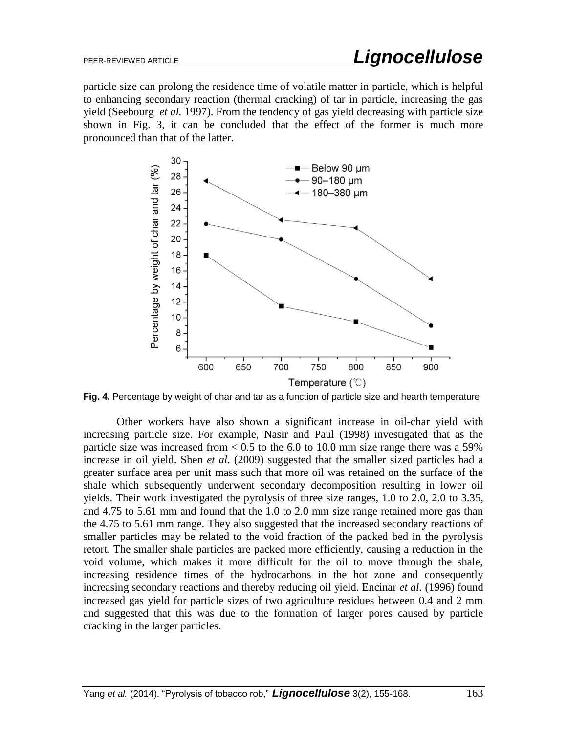particle size can prolong the residence time of volatile matter in particle, which is helpful to enhancing secondary reaction (thermal cracking) of tar in particle, increasing the gas yield (Seebourg *et al.* 1997). From the tendency of gas yield decreasing with particle size shown in Fig. 3, it can be concluded that the effect of the former is much more pronounced than that of the latter.

**Fig. 4.** Percentage by weight of char and tar as a function of particle size and hearth temperature

Other workers have also shown a significant increase in oil-char yield with increasing particle size. For example, Nasir and Paul (1998) investigated that as the particle size was increased from < 0.5 to the 6.0 to 10.0 mm size range there was a 59% increase in oil yield. Shen *et al.* (2009) suggested that the smaller sized particles had a greater surface area per unit mass such that more oil was retained on the surface of the shale which subsequently underwent secondary decomposition resulting in lower oil yields. Their work investigated the pyrolysis of three size ranges, 1.0 to 2.0, 2.0 to 3.35, and 4.75 to 5.61 mm and found that the 1.0 to 2.0 mm size range retained more gas than the 4.75 to 5.61 mm range. They also suggested that the increased secondary reactions of smaller particles may be related to the void fraction of the packed bed in the pyrolysis retort. The smaller shale particles are packed more efficiently, causing a reduction in the void volume, which makes it more difficult for the oil to move through the shale, increasing residence times of the hydrocarbons in the hot zone and consequently increasing secondary reactions and thereby reducing oil yield. Encinar *et al.* (1996) found increased gas yield for particle sizes of two agriculture residues between 0.4 and 2 mm and suggested that this was due to the formation of larger pores caused by particle cracking in the larger particles.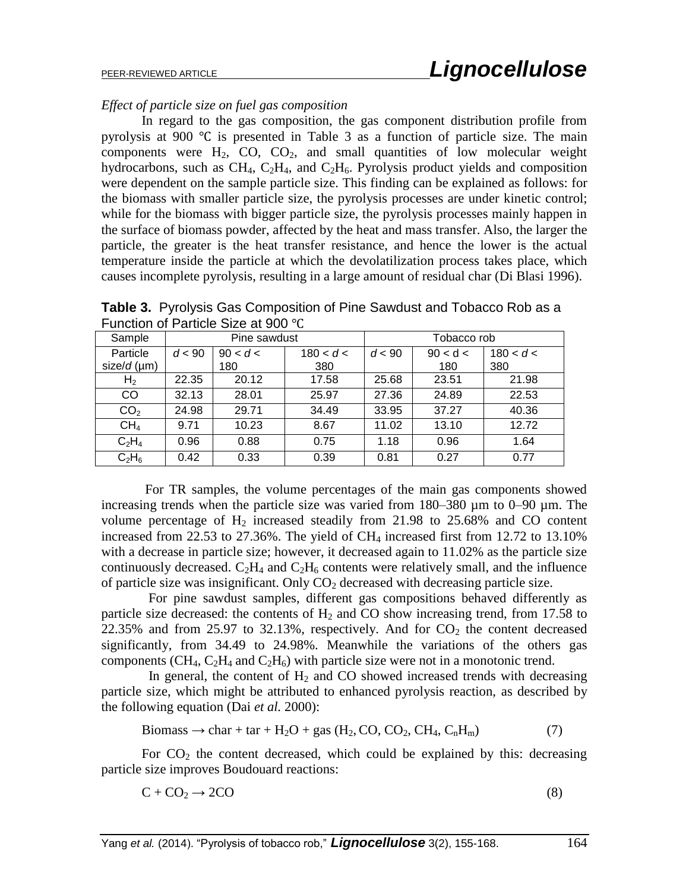*Effect of particle size on fuel gas composition*

In regard to the gas composition, the gas component distribution profile from pyrolysis at 900 ℃ is presented in Table 3 as a function of particle size. The main components were $H_2$, CO, $CO_2$, and small quantities of low molecular weight hydrocarbons, such as $CH_4$, $C_2H_4$, and $C_2H_6$. Pyrolysis product yields and composition were dependent on the sample particle size. This finding can be explained as follows: for the biomass with smaller particle size, the pyrolysis processes are under kinetic control; while for the biomass with bigger particle size, the pyrolysis processes mainly happen in the surface of biomass powder, affected by the heat and mass transfer. Also, the larger the particle, the greater is the heat transfer resistance, and hence the lower is the actual temperature inside the particle at which the devolatilization process takes place, which causes incomplete pyrolysis, resulting in a large amount of residual char (Di Blasi 1996).

**Table 3.** Pyrolysis Gas Composition of Pine Sawdust and Tobacco Rob as a Function of Particle Size at 900 ℃

| Sample | Pine sawdust | | | Tobacco rob | | |
|---|---|---|---|---|---|---|
| Particle size/*d* (μm) | *d* < 90 | 90 < *d* < 180 | 180 < *d* < 380 | *d* < 90 | 90 < d < 180 | 180 < *d* < 380 |
| $H_2$ | 22.35 | 20.12 | 17.58 | 25.68 | 23.51 | 21.98 |
| CO | 32.13 | 28.01 | 25.97 | 27.36 | 24.89 | 22.53 |
| $CO_2$ | 24.98 | 29.71 | 34.49 | 33.95 | 37.27 | 40.36 |
| $CH_4$ | 9.71 | 10.23 | 8.67 | 11.02 | 13.10 | 12.72 |
| $C_2H_4$ | 0.96 | 0.88 | 0.75 | 1.18 | 0.96 | 1.64 |
| $C_2H_6$ | 0.42 | 0.33 | 0.39 | 0.81 | 0.27 | 0.77 |

For TR samples, the volume percentages of the main gas components showed increasing trends when the particle size was varied from 180–380 μm to 0–90 μm. The volume percentage of $H_2$ increased steadily from 21.98 to 25.68% and CO content increased from 22.53 to 27.36%. The yield of $CH_4$ increased first from 12.72 to 13.10% with a decrease in particle size; however, it decreased again to 11.02% as the particle size continuously decreased. $C_2H_4$ and $C_2H_6$ contents were relatively small, and the influence of particle size was insignificant. Only $CO_2$ decreased with decreasing particle size.

For pine sawdust samples, different gas compositions behaved differently as particle size decreased: the contents of $H_2$ and CO show increasing trend, from 17.58 to 22.35% and from 25.97 to 32.13%, respectively. And for $CO_2$ the content decreased significantly, from 34.49 to 24.98%. Meanwhile the variations of the others gas components ($CH_4$, $C_2H_4$ and $C_2H_6$) with particle size were not in a monotonic trend.

In general, the content of $H_2$ and CO showed increased trends with decreasing particle size, which might be attributed to enhanced pyrolysis reaction, as described by the following equation (Dai *et al.* 2000):

$$\text{Biomass} \rightarrow \text{char} + \text{tar} + H_2O + \text{gas } (H_2, CO, CO_2, CH_4, C_nH_m) \quad (7)$$

For $CO_2$ the content decreased, which could be explained by this: decreasing particle size improves Boudouard reactions:

$$C + CO_2 \rightarrow 2CO \quad (8)$$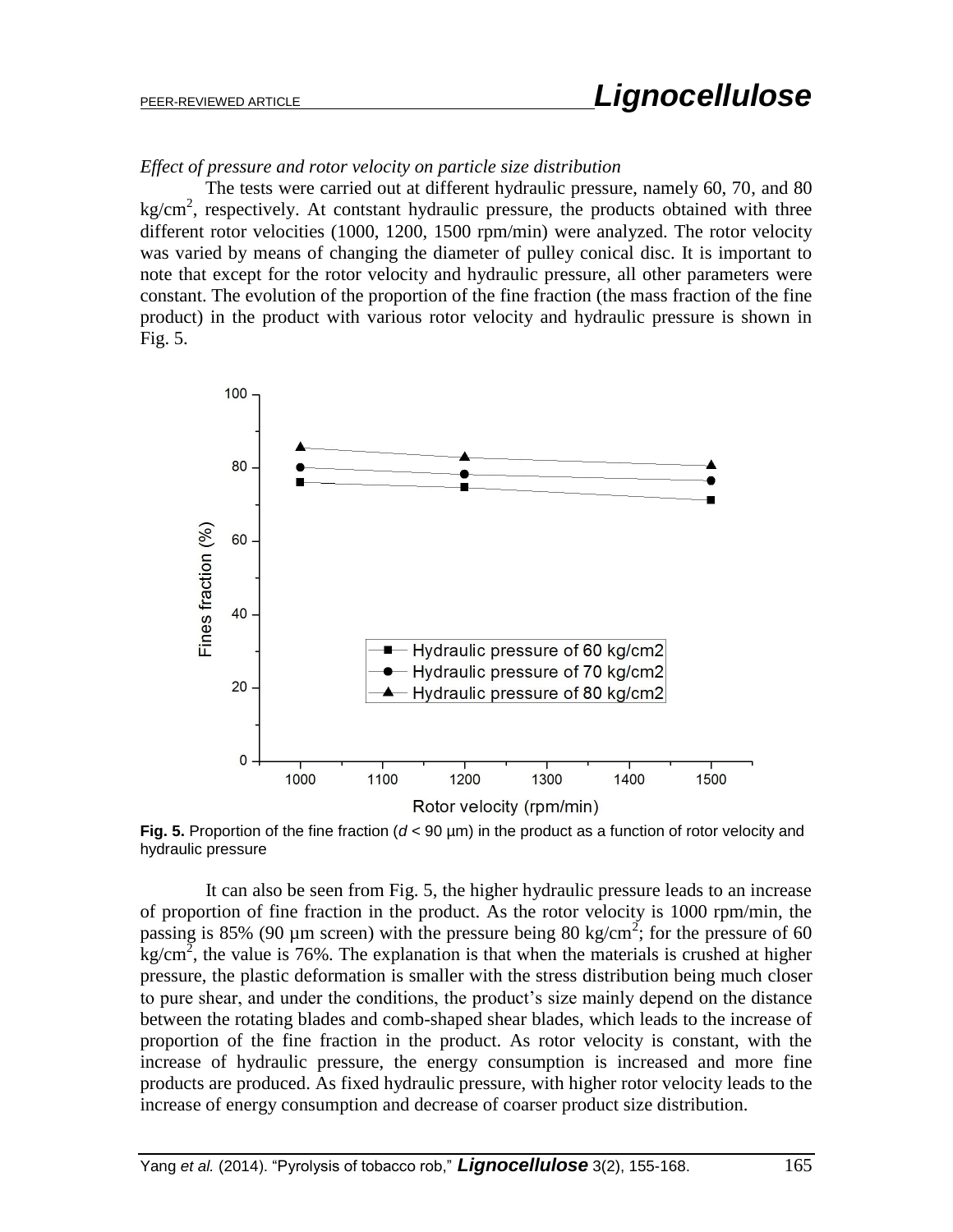*Effect of pressure and rotor velocity on particle size distribution*

The tests were carried out at different hydraulic pressure, namely 60, 70, and 80 kg/cm$^2$, respectively. At contstant hydraulic pressure, the products obtained with three different rotor velocities (1000, 1200, 1500 rpm/min) were analyzed. The rotor velocity was varied by means of changing the diameter of pulley conical disc. It is important to note that except for the rotor velocity and hydraulic pressure, all other parameters were constant. The evolution of the proportion of the fine fraction (the mass fraction of the fine product) in the product with various rotor velocity and hydraulic pressure is shown in Fig. 5.

**Fig. 5.** Proportion of the fine fraction ($d$ < 90 µm) in the product as a function of rotor velocity and hydraulic pressure

It can also be seen from Fig. 5, the higher hydraulic pressure leads to an increase of proportion of fine fraction in the product. As the rotor velocity is 1000 rpm/min, the passing is 85% (90 µm screen) with the pressure being 80 kg/cm$^2$; for the pressure of 60 kg/cm$^2$, the value is 76%. The explanation is that when the materials is crushed at higher pressure, the plastic deformation is smaller with the stress distribution being much closer to pure shear, and under the conditions, the product's size mainly depend on the distance between the rotating blades and comb-shaped shear blades, which leads to the increase of proportion of the fine fraction in the product. As rotor velocity is constant, with the increase of hydraulic pressure, the energy consumption is increased and more fine products are produced. As fixed hydraulic pressure, with higher rotor velocity leads to the increase of energy consumption and decrease of coarser product size distribution.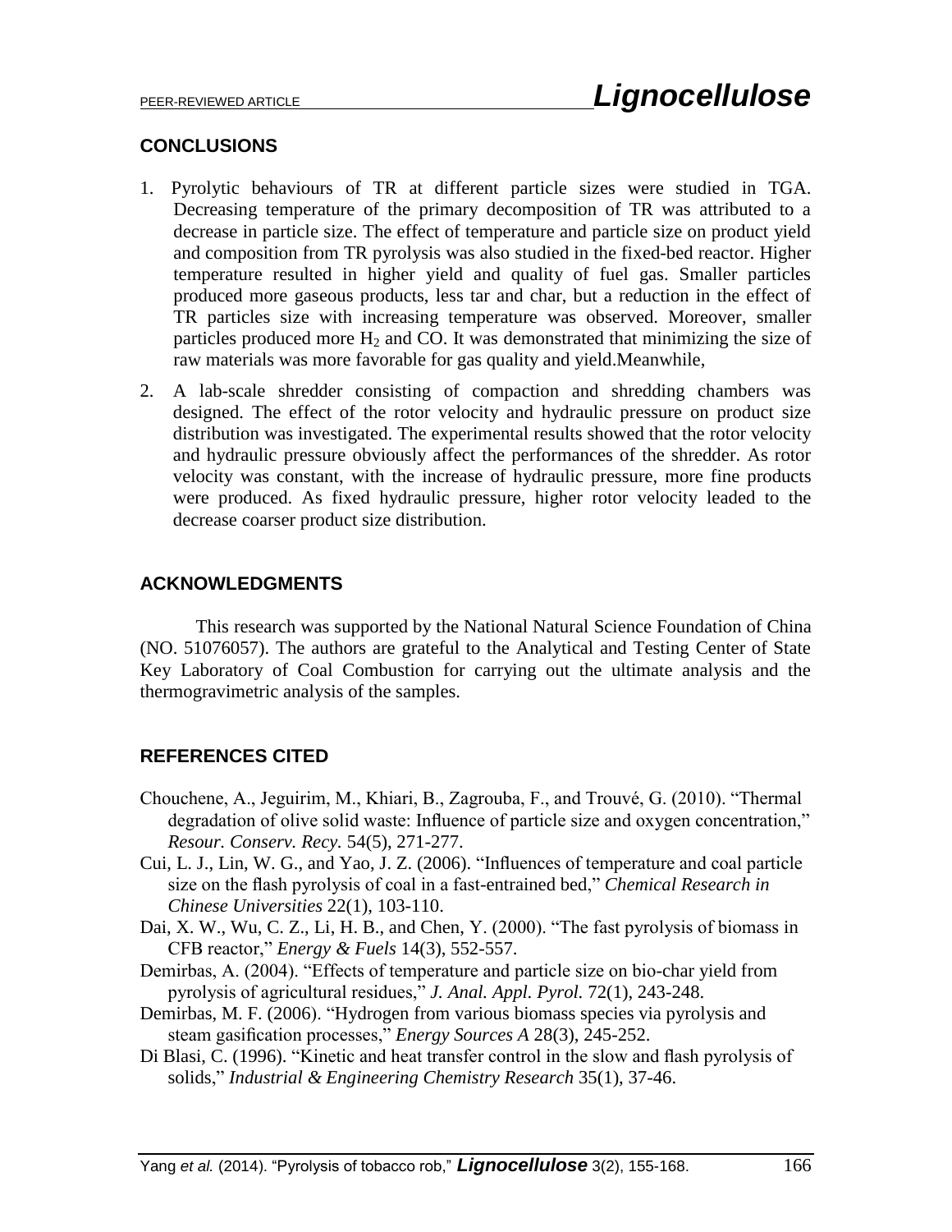## CONCLUSIONS

1. Pyrolytic behaviours of TR at different particle sizes were studied in TGA. Decreasing temperature of the primary decomposition of TR was attributed to a decrease in particle size. The effect of temperature and particle size on product yield and composition from TR pyrolysis was also studied in the fixed-bed reactor. Higher temperature resulted in higher yield and quality of fuel gas. Smaller particles produced more gaseous products, less tar and char, but a reduction in the effect of TR particles size with increasing temperature was observed. Moreover, smaller particles produced more $H_2$ and CO. It was demonstrated that minimizing the size of raw materials was more favorable for gas quality and yield.Meanwhile,
2. A lab-scale shredder consisting of compaction and shredding chambers was designed. The effect of the rotor velocity and hydraulic pressure on product size distribution was investigated. The experimental results showed that the rotor velocity and hydraulic pressure obviously affect the performances of the shredder. As rotor velocity was constant, with the increase of hydraulic pressure, more fine products were produced. As fixed hydraulic pressure, higher rotor velocity leaded to the decrease coarser product size distribution.

## ACKNOWLEDGMENTS

This research was supported by the National Natural Science Foundation of China (NO. 51076057). The authors are grateful to the Analytical and Testing Center of State Key Laboratory of Coal Combustion for carrying out the ultimate analysis and the thermogravimetric analysis of the samples.

## REFERENCES CITED

Chouchene, A., Jeguirim, M., Khiari, B., Zagrouba, F., and Trouvé, G. (2010). "Thermal degradation of olive solid waste: Influence of particle size and oxygen concentration," *Resour. Conserv. Recy.* 54(5), 271-277.

Cui, L. J., Lin, W. G., and Yao, J. Z. (2006). "Influences of temperature and coal particle size on the flash pyrolysis of coal in a fast-entrained bed," *Chemical Research in Chinese Universities* 22(1), 103-110.

Dai, X. W., Wu, C. Z., Li, H. B., and Chen, Y. (2000). "The fast pyrolysis of biomass in CFB reactor," *Energy & Fuels* 14(3), 552-557.

Demirbas, A. (2004). "Effects of temperature and particle size on bio-char yield from pyrolysis of agricultural residues," *J. Anal. Appl. Pyrol.* 72(1), 243-248.

Demirbas, M. F. (2006). "Hydrogen from various biomass species via pyrolysis and steam gasification processes," *Energy Sources A* 28(3), 245-252.

Di Blasi, C. (1996). "Kinetic and heat transfer control in the slow and flash pyrolysis of solids," *Industrial & Engineering Chemistry Research* 35(1), 37-46.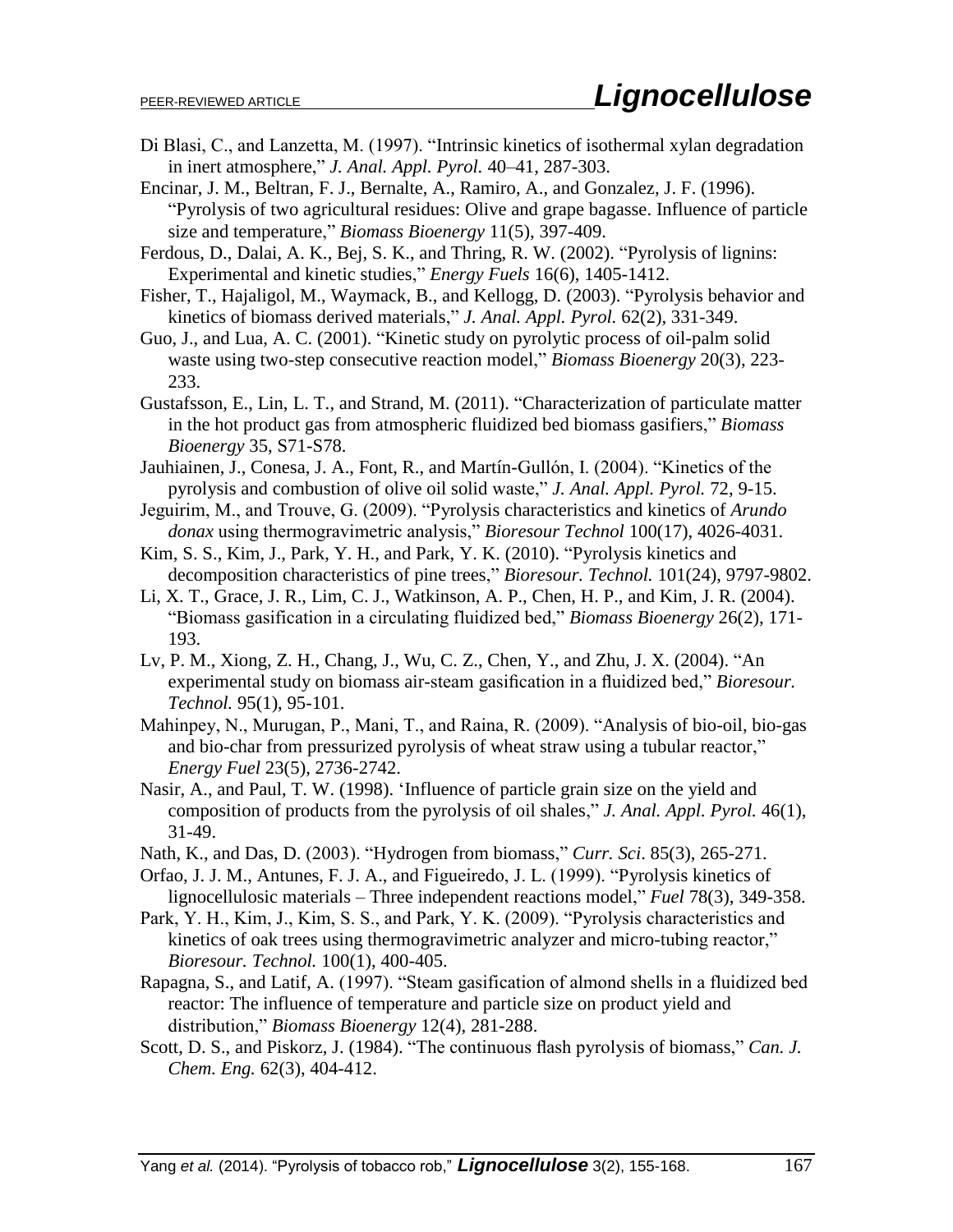Di Blasi, C., and Lanzetta, M. (1997). "Intrinsic kinetics of isothermal xylan degradation in inert atmosphere," *J. Anal. Appl. Pyrol.* 40–41, 287-303.

Encinar, J. M., Beltran, F. J., Bernalte, A., Ramiro, A., and Gonzalez, J. F. (1996). "Pyrolysis of two agricultural residues: Olive and grape bagasse. Influence of particle size and temperature," *Biomass Bioenergy* 11(5), 397-409.

Ferdous, D., Dalai, A. K., Bej, S. K., and Thring, R. W. (2002). "Pyrolysis of lignins: Experimental and kinetic studies," *Energy Fuels* 16(6), 1405-1412.

Fisher, T., Hajaligol, M., Waymack, B., and Kellogg, D. (2003). "Pyrolysis behavior and kinetics of biomass derived materials," *J. Anal. Appl. Pyrol.* 62(2), 331-349.

Guo, J., and Lua, A. C. (2001). "Kinetic study on pyrolytic process of oil-palm solid waste using two-step consecutive reaction model," *Biomass Bioenergy* 20(3), 223-233.

Gustafsson, E., Lin, L. T., and Strand, M. (2011). "Characterization of particulate matter in the hot product gas from atmospheric fluidized bed biomass gasifiers," *Biomass Bioenergy* 35, S71-S78.

Jauhiainen, J., Conesa, J. A., Font, R., and Martín-Gullón, I. (2004). "Kinetics of the pyrolysis and combustion of olive oil solid waste," *J. Anal. Appl. Pyrol.* 72, 9-15.

Jeguirim, M., and Trouve, G. (2009). "Pyrolysis characteristics and kinetics of *Arundo donax* using thermogravimetric analysis," *Bioresour Technol* 100(17), 4026-4031.

Kim, S. S., Kim, J., Park, Y. H., and Park, Y. K. (2010). "Pyrolysis kinetics and decomposition characteristics of pine trees," *Bioresour. Technol.* 101(24), 9797-9802.

Li, X. T., Grace, J. R., Lim, C. J., Watkinson, A. P., Chen, H. P., and Kim, J. R. (2004). "Biomass gasification in a circulating fluidized bed," *Biomass Bioenergy* 26(2), 171-193.

Lv, P. M., Xiong, Z. H., Chang, J., Wu, C. Z., Chen, Y., and Zhu, J. X. (2004). "An experimental study on biomass air-steam gasification in a fluidized bed," *Bioresour. Technol.* 95(1), 95-101.

Mahinpey, N., Murugan, P., Mani, T., and Raina, R. (2009). "Analysis of bio-oil, bio-gas and bio-char from pressurized pyrolysis of wheat straw using a tubular reactor," *Energy Fuel* 23(5), 2736-2742.

Nasir, A., and Paul, T. W. (1998). 'Influence of particle grain size on the yield and composition of products from the pyrolysis of oil shales," *J. Anal. Appl. Pyrol.* 46(1), 31-49.

Nath, K., and Das, D. (2003). "Hydrogen from biomass," *Curr. Sci*. 85(3), 265-271.

Orfao, J. J. M., Antunes, F. J. A., and Figueiredo, J. L. (1999). "Pyrolysis kinetics of lignocellulosic materials – Three independent reactions model," *Fuel* 78(3), 349-358.

Park, Y. H., Kim, J., Kim, S. S., and Park, Y. K. (2009). "Pyrolysis characteristics and kinetics of oak trees using thermogravimetric analyzer and micro-tubing reactor," *Bioresour. Technol.* 100(1), 400-405.

Rapagna, S., and Latif, A. (1997). "Steam gasification of almond shells in a fluidized bed reactor: The influence of temperature and particle size on product yield and distribution," *Biomass Bioenergy* 12(4), 281-288.

Scott, D. S., and Piskorz, J. (1984). "The continuous flash pyrolysis of biomass," *Can. J. Chem. Eng.* 62(3), 404-412.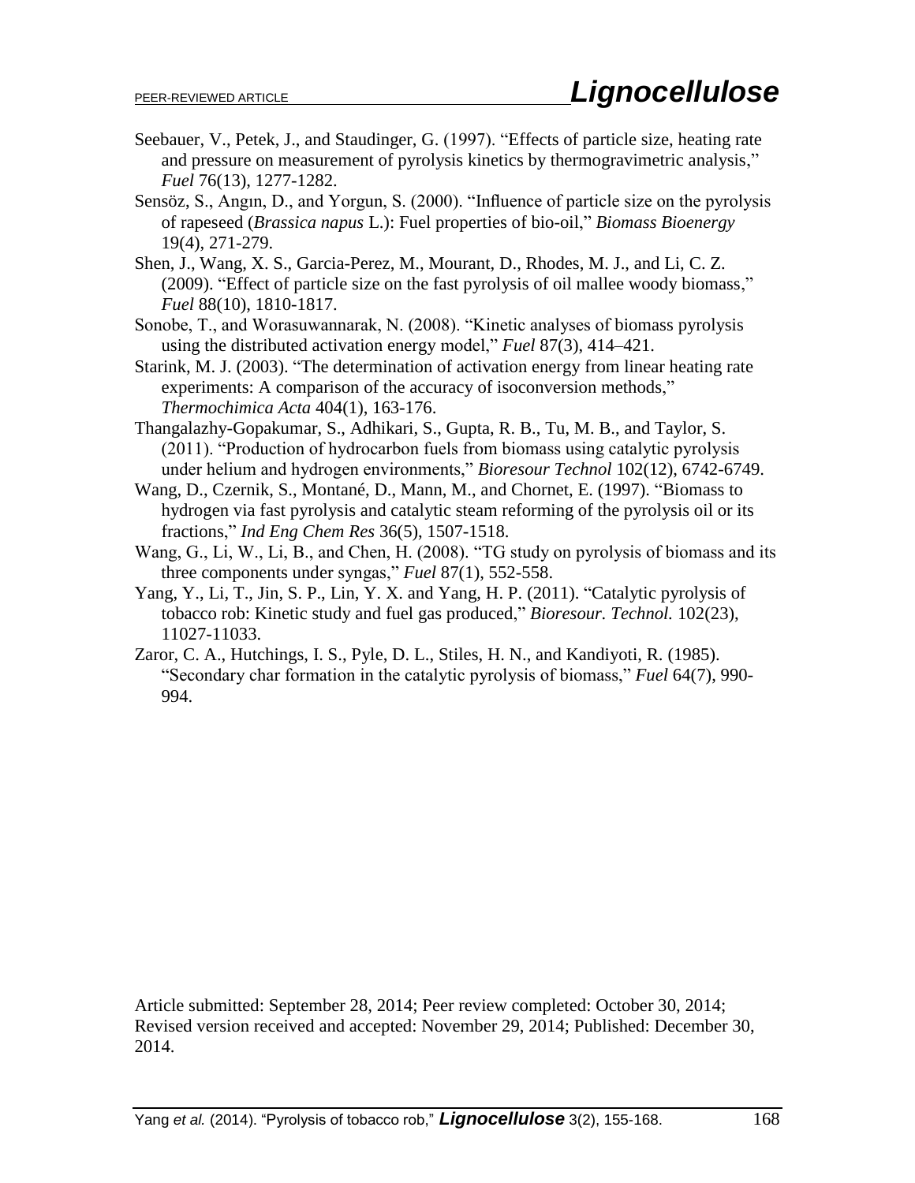Seebauer, V., Petek, J., and Staudinger, G. (1997). “Effects of particle size, heating rate and pressure on measurement of pyrolysis kinetics by thermogravimetric analysis,” *Fuel* 76(13), 1277-1282.

Sensöz, S., Angın, D., and Yorgun, S. (2000). “Influence of particle size on the pyrolysis of rapeseed (*Brassica napus* L.): Fuel properties of bio-oil,” *Biomass Bioenergy* 19(4), 271-279.

Shen, J., Wang, X. S., Garcia-Perez, M., Mourant, D., Rhodes, M. J., and Li, C. Z. (2009). “Effect of particle size on the fast pyrolysis of oil mallee woody biomass,” *Fuel* 88(10), 1810-1817.

Sonobe, T., and Worasuwannarak, N. (2008). “Kinetic analyses of biomass pyrolysis using the distributed activation energy model,” *Fuel* 87(3), 414–421.

Starink, M. J. (2003). “The determination of activation energy from linear heating rate experiments: A comparison of the accuracy of isoconversion methods,” *Thermochimica Acta* 404(1), 163-176.

Thangalazhy-Gopakumar, S., Adhikari, S., Gupta, R. B., Tu, M. B., and Taylor, S. (2011). “Production of hydrocarbon fuels from biomass using catalytic pyrolysis under helium and hydrogen environments,” *Bioresour Technol* 102(12), 6742-6749.

Wang, D., Czernik, S., Montané, D., Mann, M., and Chornet, E. (1997). “Biomass to hydrogen via fast pyrolysis and catalytic steam reforming of the pyrolysis oil or its fractions,” *Ind Eng Chem Res* 36(5), 1507-1518.

Wang, G., Li, W., Li, B., and Chen, H. (2008). “TG study on pyrolysis of biomass and its three components under syngas,” *Fuel* 87(1), 552-558.

Yang, Y., Li, T., Jin, S. P., Lin, Y. X. and Yang, H. P. (2011). “Catalytic pyrolysis of tobacco rob: Kinetic study and fuel gas produced,” *Bioresour. Technol.* 102(23), 11027-11033.

Zaror, C. A., Hutchings, I. S., Pyle, D. L., Stiles, H. N., and Kandiyoti, R. (1985). “Secondary char formation in the catalytic pyrolysis of biomass,” *Fuel* 64(7), 990-994.

Article submitted: September 28, 2014; Peer review completed: October 30, 2014; Revised version received and accepted: November 29, 2014; Published: December 30, 2014.